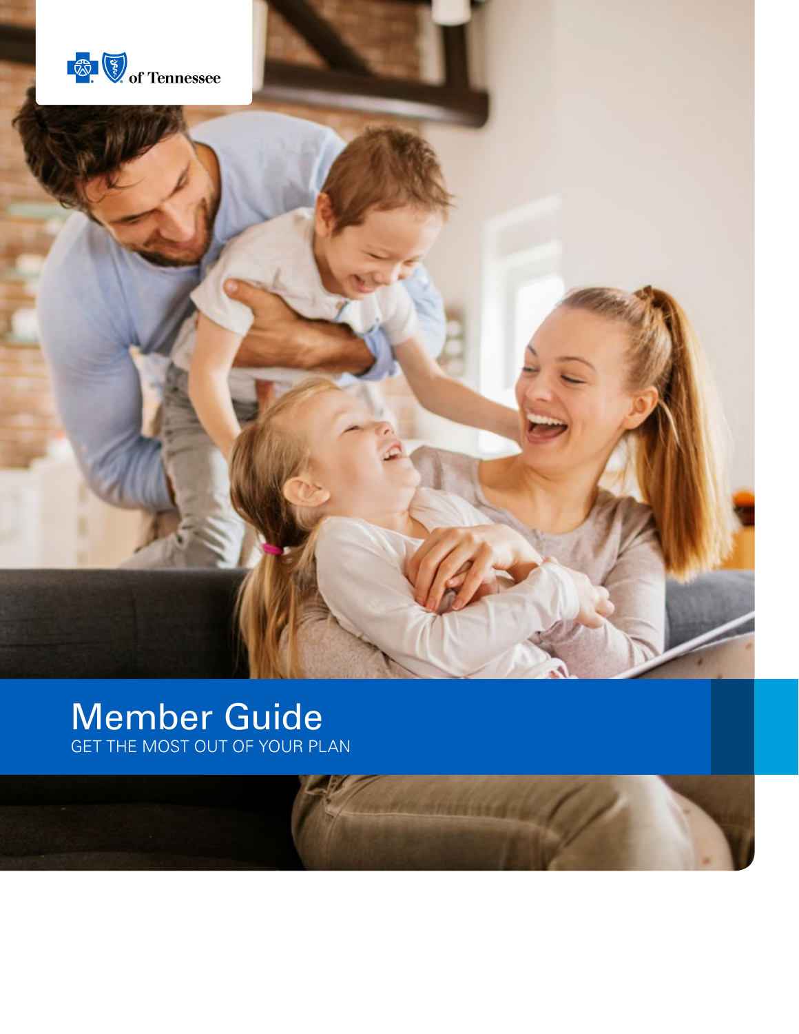of Tennessee

# Member Guide

GET THE MOST OUT OF YOUR PLAN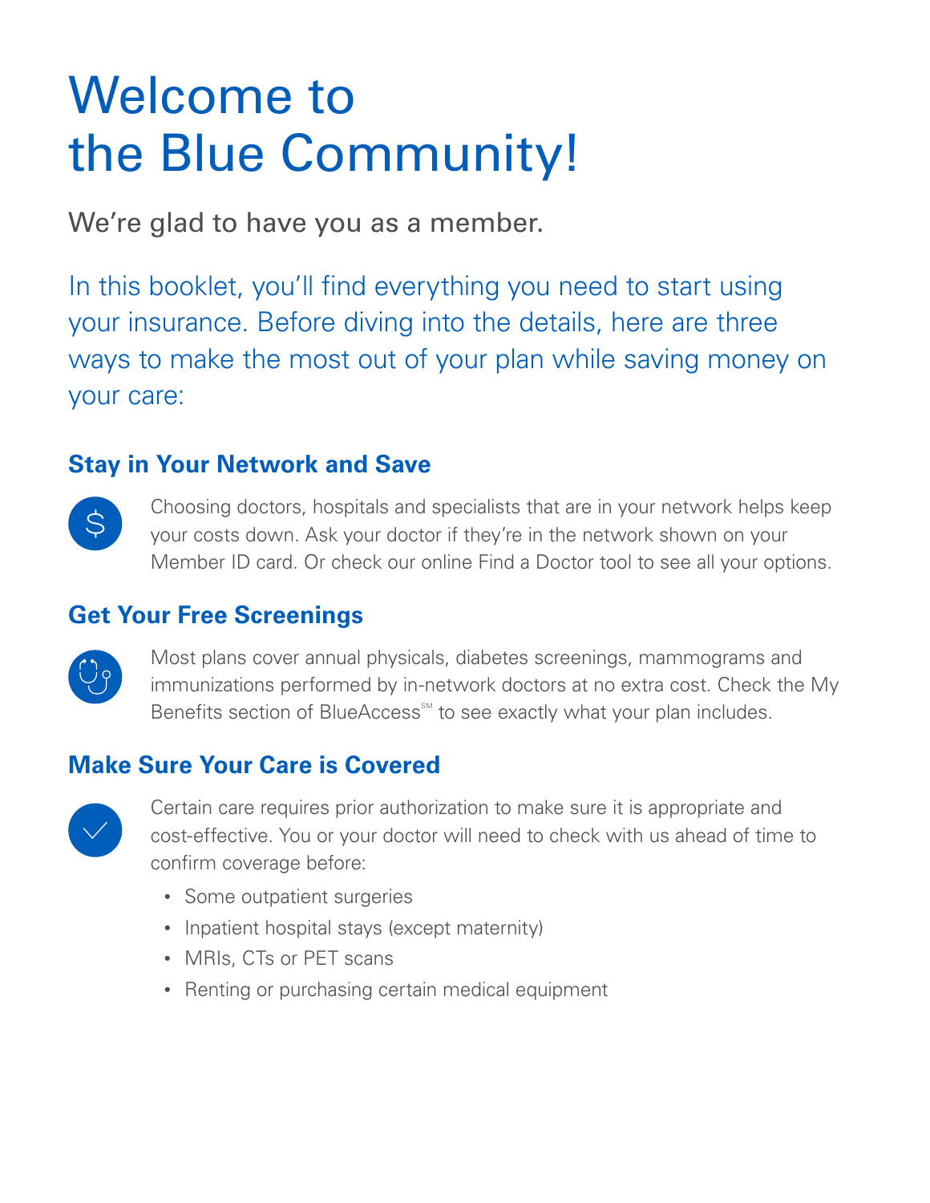# Welcome to the Blue Community!

We're glad to have you as a member.

In this booklet, you'll find everything you need to start using your insurance. Before diving into the details, here are three ways to make the most out of your plan while saving money on your care:

### Stay in Your Network and Save

Choosing doctors, hospitals and specialists that are in your network helps keep your costs down. Ask your doctor if they're in the network shown on your Member ID card. Or check our online Find a Doctor tool to see all your options.

### Get Your Free Screenings

Most plans cover annual physicals, diabetes screenings, mammograms and immunizations performed by in-network doctors at no extra cost. Check the My Benefits section of BlueAccess℠ to see exactly what your plan includes.

### Make Sure Your Care is Covered

Certain care requires prior authorization to make sure it is appropriate and cost-effective. You or your doctor will need to check with us ahead of time to confirm coverage before:

- Some outpatient surgeries
- Inpatient hospital stays (except maternity)
- MRIs, CTs or PET scans
- Renting or purchasing certain medical equipment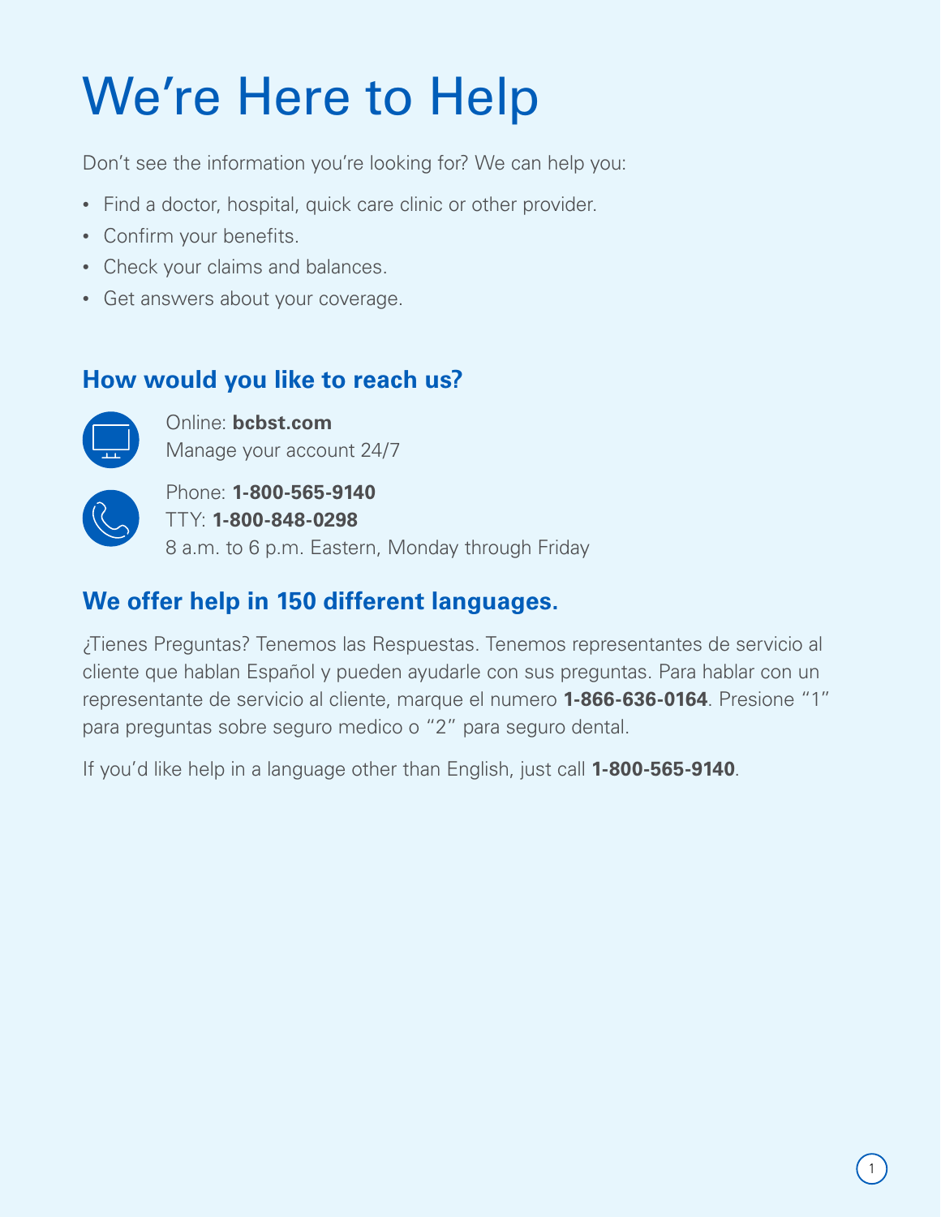# We're Here to Help

Don't see the information you're looking for? We can help you:

- Find a doctor, hospital, quick care clinic or other provider.
- Confirm your benefits.
- Check your claims and balances.
- Get answers about your coverage.

## How would you like to reach us?

Online: **bcbst.com**
Manage your account 24/7

Phone: **1-800-565-9140**
TTY: **1-800-848-0298**
8 a.m. to 6 p.m. Eastern, Monday through Friday

## We offer help in 150 different languages.

¿Tienes Preguntas? Tenemos las Respuestas. Tenemos representantes de servicio al cliente que hablan Español y pueden ayudarle con sus preguntas. Para hablar con un representante de servicio al cliente, marque el numero **1-866-636-0164**. Presione "1" para preguntas sobre seguro medico o "2" para seguro dental.

If you'd like help in a language other than English, just call **1-800-565-9140**.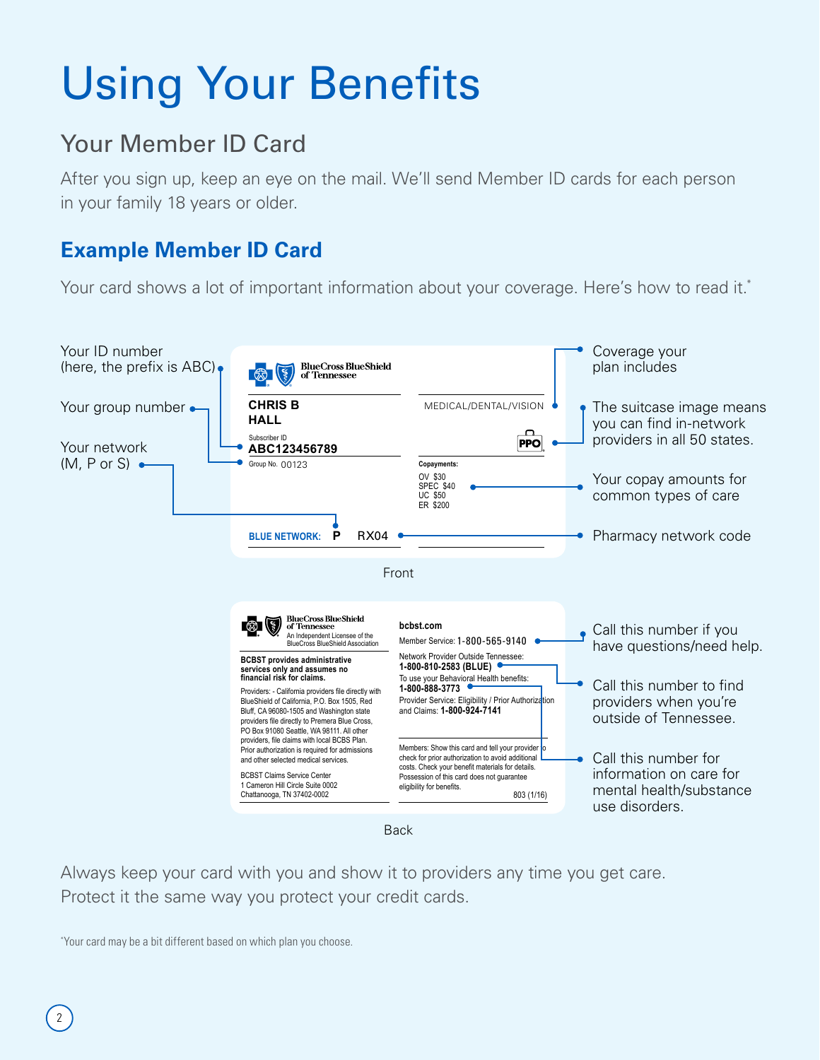# Using Your Benefits

## Your Member ID Card

After you sign up, keep an eye on the mail. We'll send Member ID cards for each person in your family 18 years or older.

### Example Member ID Card

Your card shows a lot of important information about your coverage. Here's how to read it.*

Your ID number (here, the prefix is ABC)

Your group number

Your network (M, P or S)

BlueCross BlueShield of Tennessee

CHRIS B
HALL

Subscriber ID
ABC123456789

Group No. 00123

BLUE NETWORK: P RX04

MEDICAL/DENTAL/VISION

PPO

Copayments:
OV $30
SPEC $40
UC $50
ER $200

Coverage your plan includes

The suitcase image means you can find in-network providers in all 50 states.

Your copay amounts for common types of care

Pharmacy network code

Front

BlueCross BlueShield of Tennessee
An Independent Licensee of the BlueCross BlueShield Association

**BCBST provides administrative services only and assumes no financial risk for claims.**

Providers: - California providers file directly with BlueShield of California, P.O. Box 1505, Red Bluff, CA 96080-1505 and Washington state providers file directly to Premera Blue Cross, PO Box 91080 Seattle, WA 98111. All other providers, file claims with local BCBS Plan. Prior authorization is required for admissions and other selected medical services.

BCBST Claims Service Center
1 Cameron Hill Circle Suite 0002
Chattanooga, TN 37402-0002

bcbst.com

Member Service: 1-800-565-9140

Network Provider Outside Tennessee:
**1-800-810-2583 (BLUE)**

To use your Behavioral Health benefits:
**1-800-888-3773**

Provider Service: Eligibility / Prior Authorization and Claims: **1-800-924-7141**

Members: Show this card and tell your provider to check for prior authorization to avoid additional costs. Check your benefit materials for details. Possession of this card does not guarantee eligibility for benefits.

803 (1/16)

Call this number if you have questions/need help.

Call this number to find providers when you're outside of Tennessee.

Call this number for information on care for mental health/substance use disorders.

Back

Always keep your card with you and show it to providers any time you get care. Protect it the same way you protect your credit cards.

*Your card may be a bit different based on which plan you choose.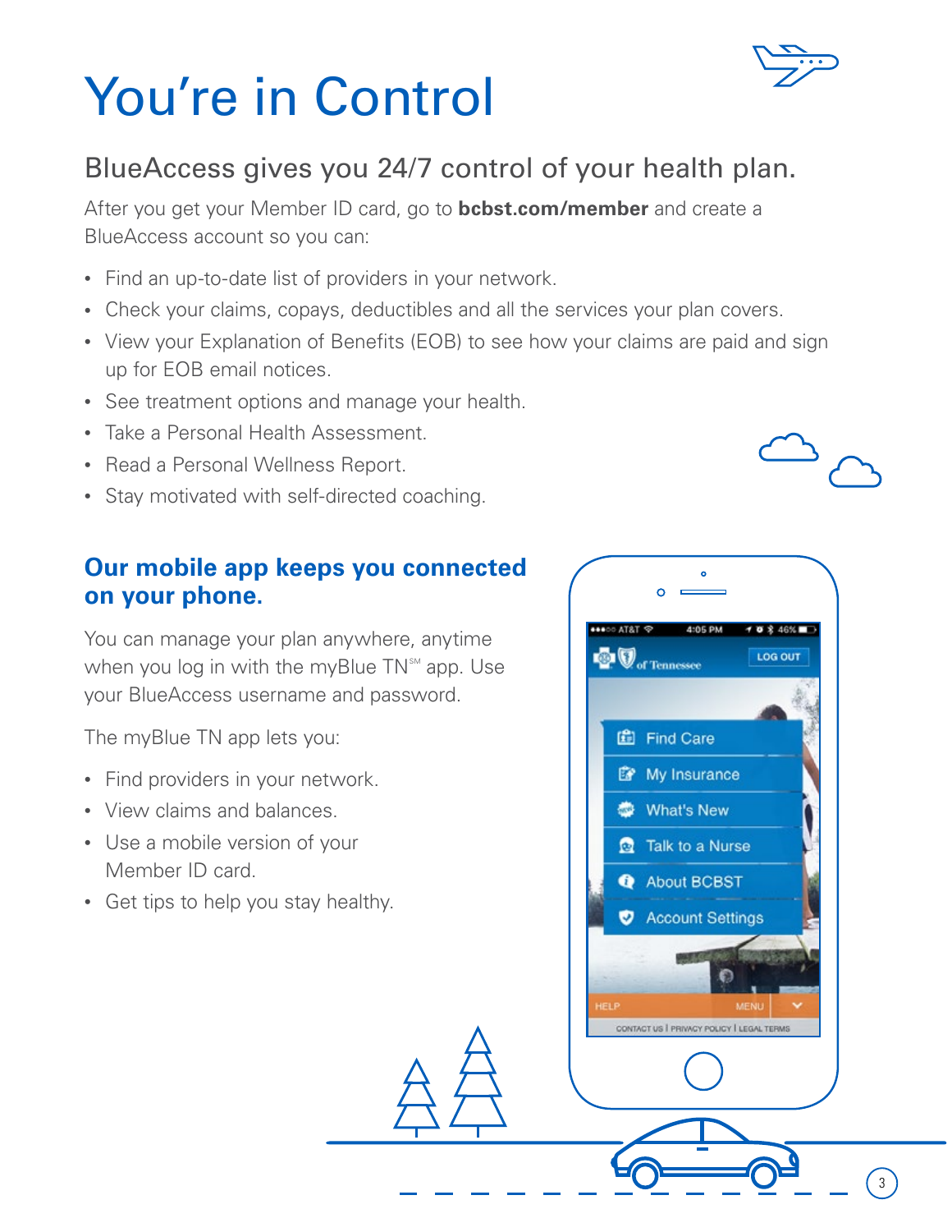# You're in Control

## BlueAccess gives you 24/7 control of your health plan.

After you get your Member ID card, go to **bcbst.com/member** and create a BlueAccess account so you can:

- Find an up-to-date list of providers in your network.
- Check your claims, copays, deductibles and all the services your plan covers.
- View your Explanation of Benefits (EOB) to see how your claims are paid and sign up for EOB email notices.
- See treatment options and manage your health.
- Take a Personal Health Assessment.
- Read a Personal Wellness Report.
- Stay motivated with self-directed coaching.

### Our mobile app keeps you connected on your phone.

You can manage your plan anywhere, anytime when you log in with the myBlue TN℠ app. Use your BlueAccess username and password.

The myBlue TN app lets you:

- Find providers in your network.
- View claims and balances.
- Use a mobile version of your Member ID card.
- Get tips to help you stay healthy.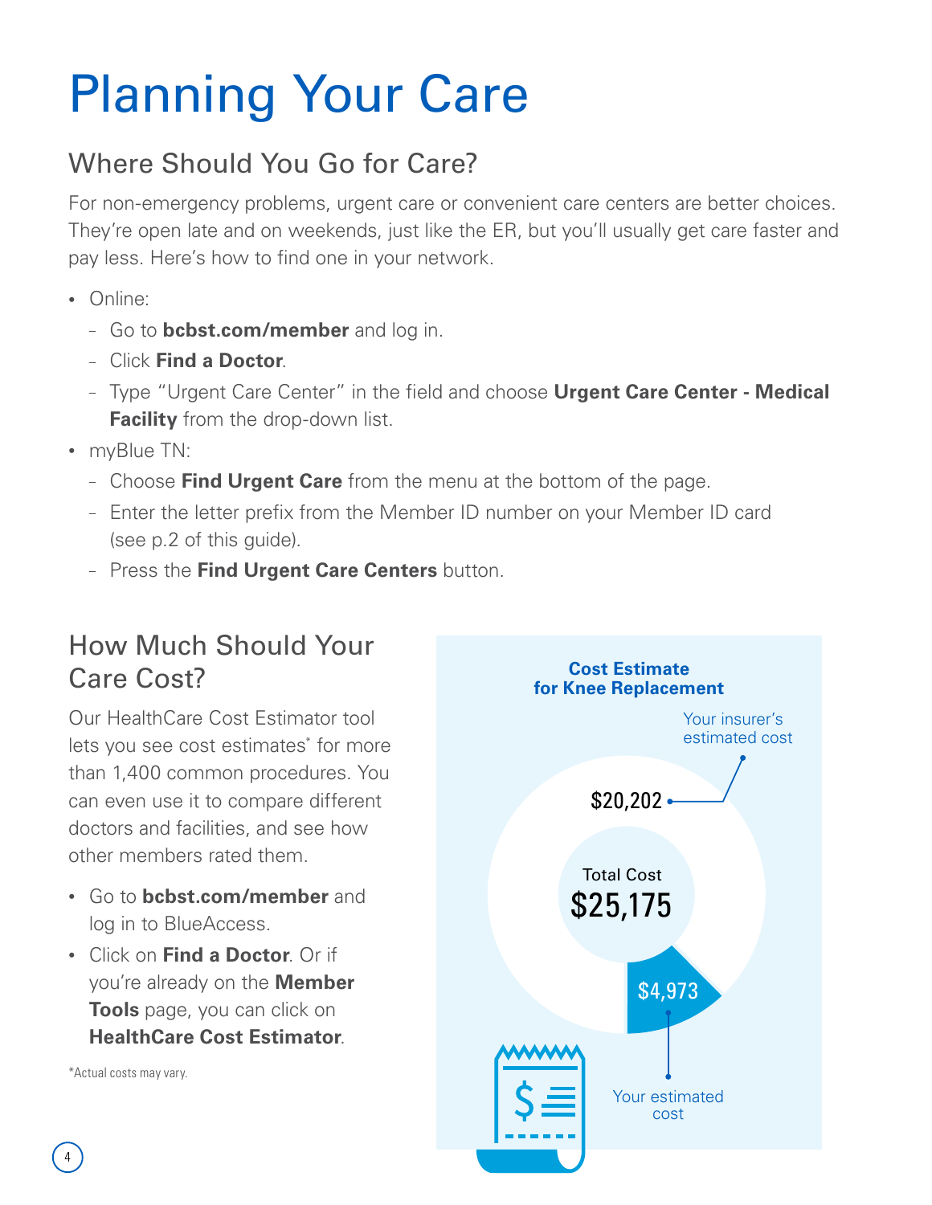# Planning Your Care

## Where Should You Go for Care?

For non-emergency problems, urgent care or convenient care centers are better choices. They're open late and on weekends, just like the ER, but you'll usually get care faster and pay less. Here's how to find one in your network.

- Online:
  - Go to **bcbst.com/member** and log in.
  - Click **Find a Doctor**.
  - Type "Urgent Care Center" in the field and choose **Urgent Care Center - Medical Facility** from the drop-down list.
- myBlue TN:
  - Choose **Find Urgent Care** from the menu at the bottom of the page.
  - Enter the letter prefix from the Member ID number on your Member ID card (see p.2 of this guide).
  - Press the **Find Urgent Care Centers** button.

## How Much Should Your Care Cost?

Our HealthCare Cost Estimator tool lets you see cost estimates* for more than 1,400 common procedures. You can even use it to compare different doctors and facilities, and see how other members rated them.

- Go to **bcbst.com/member** and log in to BlueAccess.
- Click on **Find a Doctor**. Or if you're already on the **Member Tools** page, you can click on **HealthCare Cost Estimator**.

*Actual costs may vary.

**Cost Estimate for Knee Replacement**

Total Cost $25,175

$20,202 — Your insurer's estimated cost

$4,973 — Your estimated cost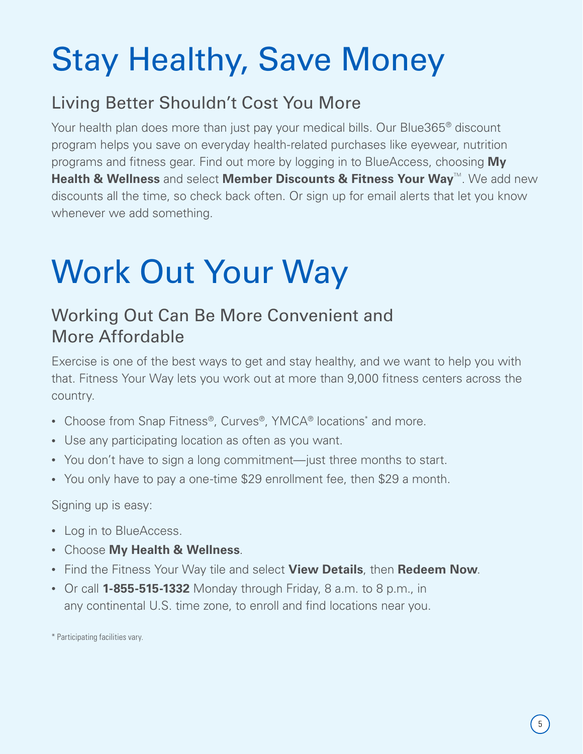# Stay Healthy, Save Money

## Living Better Shouldn't Cost You More

Your health plan does more than just pay your medical bills. Our Blue365® discount program helps you save on everyday health-related purchases like eyewear, nutrition programs and fitness gear. Find out more by logging in to BlueAccess, choosing **My Health & Wellness** and select **Member Discounts & Fitness Your Way**™. We add new discounts all the time, so check back often. Or sign up for email alerts that let you know whenever we add something.

# Work Out Your Way

## Working Out Can Be More Convenient and More Affordable

Exercise is one of the best ways to get and stay healthy, and we want to help you with that. Fitness Your Way lets you work out at more than 9,000 fitness centers across the country.

- Choose from Snap Fitness®, Curves®, YMCA® locations* and more.
- Use any participating location as often as you want.
- You don't have to sign a long commitment—just three months to start.
- You only have to pay a one-time $29 enrollment fee, then $29 a month.

Signing up is easy:

- Log in to BlueAccess.
- Choose **My Health & Wellness**.
- Find the Fitness Your Way tile and select **View Details**, then **Redeem Now**.
- Or call **1-855-515-1332** Monday through Friday, 8 a.m. to 8 p.m., in any continental U.S. time zone, to enroll and find locations near you.

* Participating facilities vary.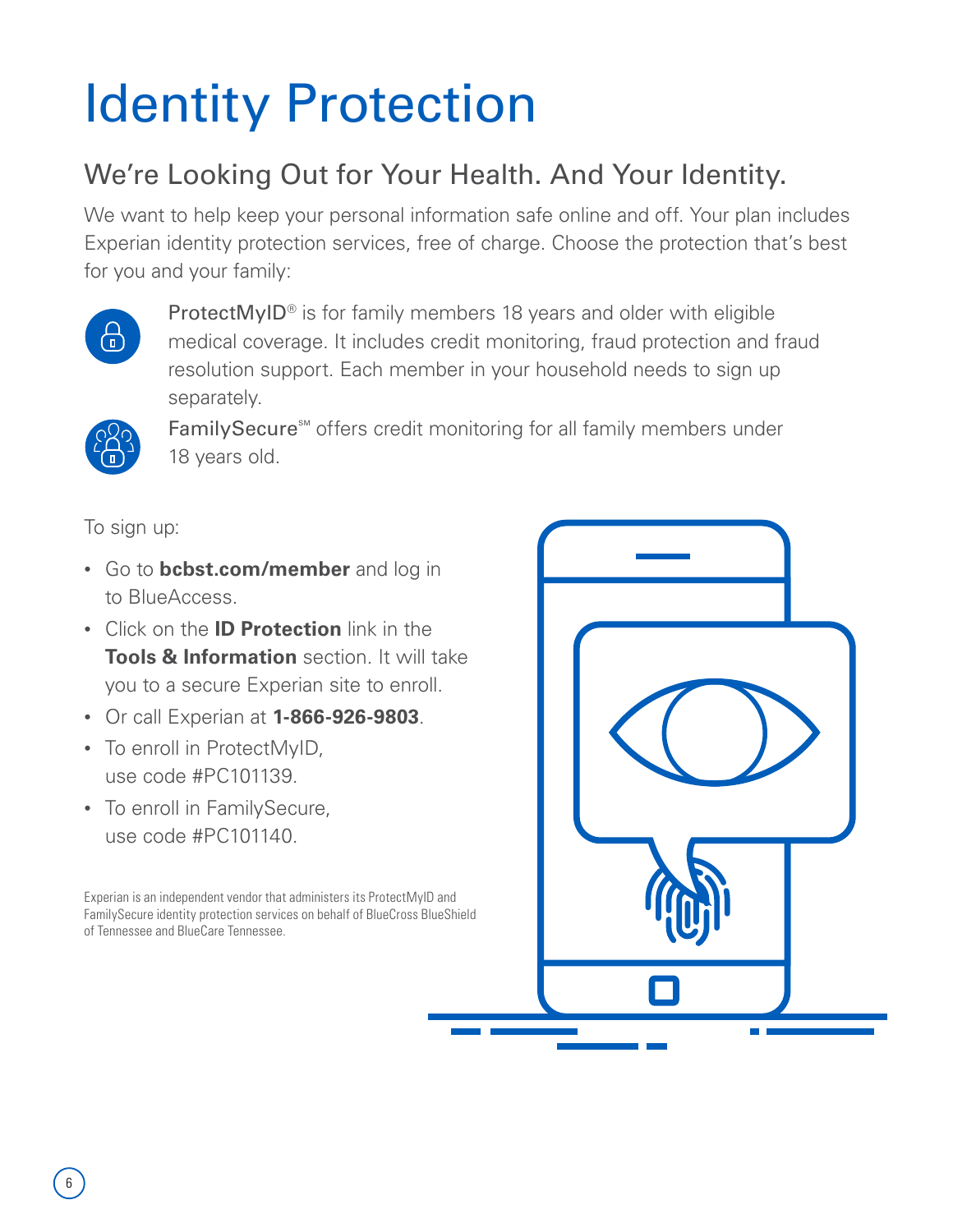# Identity Protection

## We're Looking Out for Your Health. And Your Identity.

We want to help keep your personal information safe online and off. Your plan includes Experian identity protection services, free of charge. Choose the protection that's best for you and your family:

ProtectMyID® is for family members 18 years and older with eligible medical coverage. It includes credit monitoring, fraud protection and fraud resolution support. Each member in your household needs to sign up separately.

FamilySecure℠ offers credit monitoring for all family members under 18 years old.

To sign up:

- Go to **bcbst.com/member** and log in to BlueAccess.
- Click on the **ID Protection** link in the **Tools & Information** section. It will take you to a secure Experian site to enroll.
- Or call Experian at **1-866-926-9803**.
- To enroll in ProtectMyID, use code #PC101139.
- To enroll in FamilySecure, use code #PC101140.

Experian is an independent vendor that administers its ProtectMyID and FamilySecure identity protection services on behalf of BlueCross BlueShield of Tennessee and BlueCare Tennessee.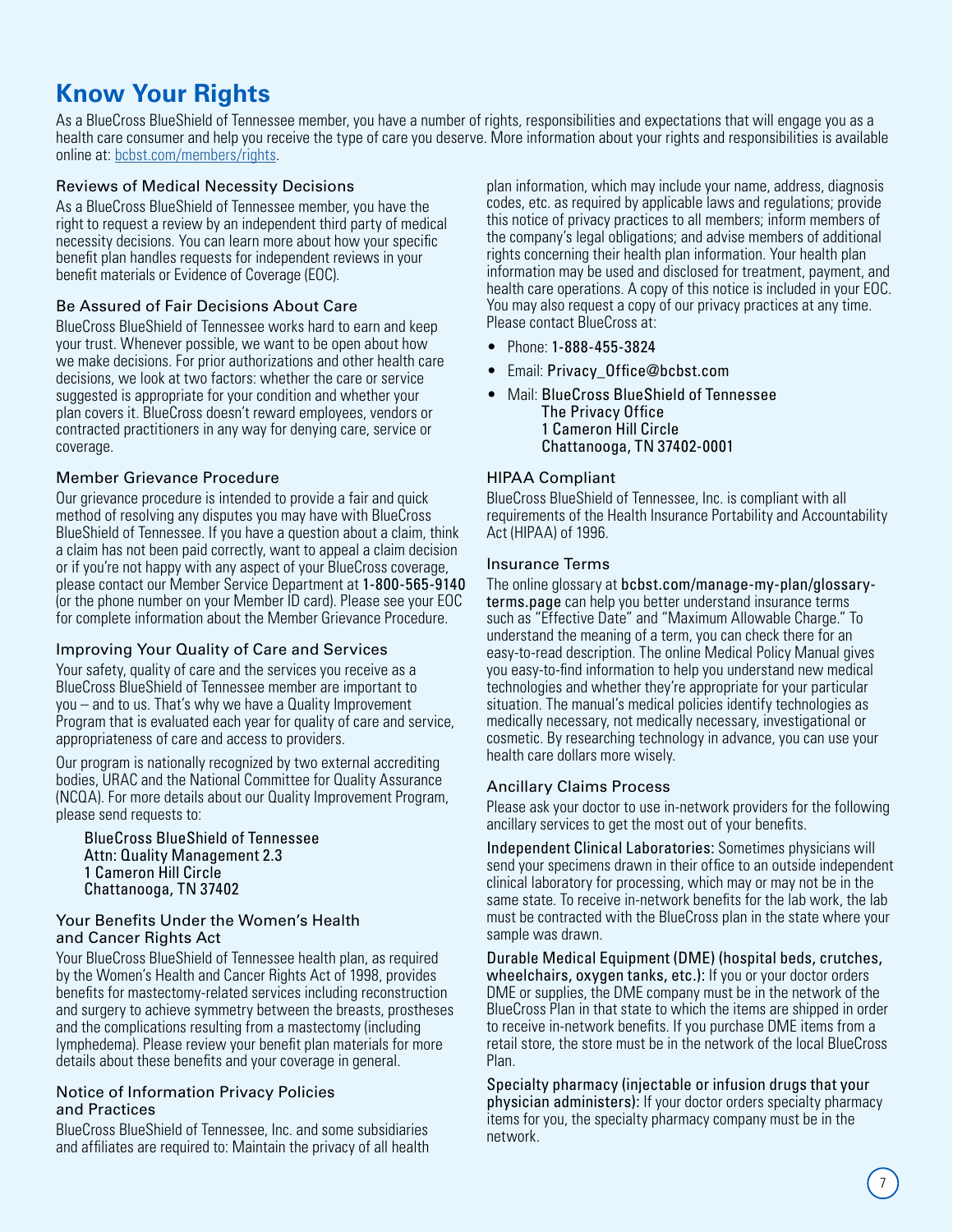# Know Your Rights

As a BlueCross BlueShield of Tennessee member, you have a number of rights, responsibilities and expectations that will engage you as a health care consumer and help you receive the type of care you deserve. More information about your rights and responsibilities is available online at: bcbst.com/members/rights.

## Reviews of Medical Necessity Decisions

As a BlueCross BlueShield of Tennessee member, you have the right to request a review by an independent third party of medical necessity decisions. You can learn more about how your specific benefit plan handles requests for independent reviews in your benefit materials or Evidence of Coverage (EOC).

## Be Assured of Fair Decisions About Care

BlueCross BlueShield of Tennessee works hard to earn and keep your trust. Whenever possible, we want to be open about how we make decisions. For prior authorizations and other health care decisions, we look at two factors: whether the care or service suggested is appropriate for your condition and whether your plan covers it. BlueCross doesn't reward employees, vendors or contracted practitioners in any way for denying care, service or coverage.

## Member Grievance Procedure

Our grievance procedure is intended to provide a fair and quick method of resolving any disputes you may have with BlueCross BlueShield of Tennessee. If you have a question about a claim, think a claim has not been paid correctly, want to appeal a claim decision or if you're not happy with any aspect of your BlueCross coverage, please contact our Member Service Department at **1-800-565-9140** (or the phone number on your Member ID card). Please see your EOC for complete information about the Member Grievance Procedure.

## Improving Your Quality of Care and Services

Your safety, quality of care and the services you receive as a BlueCross BlueShield of Tennessee member are important to you – and to us. That's why we have a Quality Improvement Program that is evaluated each year for quality of care and service, appropriateness of care and access to providers.

Our program is nationally recognized by two external accrediting bodies, URAC and the National Committee for Quality Assurance (NCQA). For more details about our Quality Improvement Program, please send requests to:

BlueCross BlueShield of Tennessee
Attn: Quality Management 2.3
1 Cameron Hill Circle
Chattanooga, TN 37402

## Your Benefits Under the Women's Health and Cancer Rights Act

Your BlueCross BlueShield of Tennessee health plan, as required by the Women's Health and Cancer Rights Act of 1998, provides benefits for mastectomy-related services including reconstruction and surgery to achieve symmetry between the breasts, prostheses and the complications resulting from a mastectomy (including lymphedema). Please review your benefit plan materials for more details about these benefits and your coverage in general.

## Notice of Information Privacy Policies and Practices

BlueCross BlueShield of Tennessee, Inc. and some subsidiaries and affiliates are required to: Maintain the privacy of all health plan information, which may include your name, address, diagnosis codes, etc. as required by applicable laws and regulations; provide this notice of privacy practices to all members; inform members of the company's legal obligations; and advise members of additional rights concerning their health plan information. Your health plan information may be used and disclosed for treatment, payment, and health care operations. A copy of this notice is included in your EOC. You may also request a copy of our privacy practices at any time. Please contact BlueCross at:

- Phone: 1-888-455-3824
- Email: Privacy_Office@bcbst.com
- Mail: BlueCross BlueShield of Tennessee
  The Privacy Office
  1 Cameron Hill Circle
  Chattanooga, TN 37402-0001

## HIPAA Compliant

BlueCross BlueShield of Tennessee, Inc. is compliant with all requirements of the Health Insurance Portability and Accountability Act (HIPAA) of 1996.

## Insurance Terms

The online glossary at **bcbst.com/manage-my-plan/glossary-terms.page** can help you better understand insurance terms such as "Effective Date" and "Maximum Allowable Charge." To understand the meaning of a term, you can check there for an easy-to-read description. The online Medical Policy Manual gives you easy-to-find information to help you understand new medical technologies and whether they're appropriate for your particular situation. The manual's medical policies identify technologies as medically necessary, not medically necessary, investigational or cosmetic. By researching technology in advance, you can use your health care dollars more wisely.

## Ancillary Claims Process

Please ask your doctor to use in-network providers for the following ancillary services to get the most out of your benefits.

**Independent Clinical Laboratories:** Sometimes physicians will send your specimens drawn in their office to an outside independent clinical laboratory for processing, which may or may not be in the same state. To receive in-network benefits for the lab work, the lab must be contracted with the BlueCross plan in the state where your sample was drawn.

**Durable Medical Equipment (DME) (hospital beds, crutches, wheelchairs, oxygen tanks, etc.):** If you or your doctor orders DME or supplies, the DME company must be in the network of the BlueCross Plan in that state to which the items are shipped in order to receive in-network benefits. If you purchase DME items from a retail store, the store must be in the network of the local BlueCross Plan.

**Specialty pharmacy (injectable or infusion drugs that your physician administers):** If your doctor orders specialty pharmacy items for you, the specialty pharmacy company must be in the network.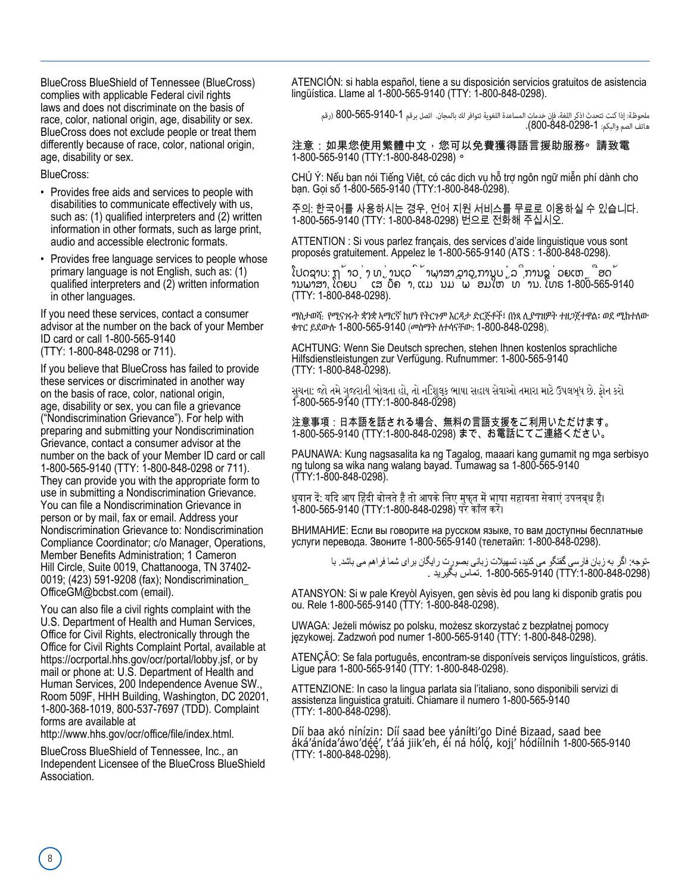BlueCross BlueShield of Tennessee (BlueCross) complies with applicable Federal civil rights laws and does not discriminate on the basis of race, color, national origin, age, disability or sex. BlueCross does not exclude people or treat them differently because of race, color, national origin, age, disability or sex.

BlueCross:

- Provides free aids and services to people with disabilities to communicate effectively with us, such as: (1) qualified interpreters and (2) written information in other formats, such as large print, audio and accessible electronic formats.
- Provides free language services to people whose primary language is not English, such as: (1) qualified interpreters and (2) written information in other languages.

If you need these services, contact a consumer advisor at the number on the back of your Member ID card or call 1-800-565-9140 (TTY: 1-800-848-0298 or 711).

If you believe that BlueCross has failed to provide these services or discriminated in another way on the basis of race, color, national origin, age, disability or sex, you can file a grievance ("Nondiscrimination Grievance"). For help with preparing and submitting your Nondiscrimination Grievance, contact a consumer advisor at the number on the back of your Member ID card or call 1-800-565-9140 (TTY: 1-800-848-0298 or 711). They can provide you with the appropriate form to use in submitting a Nondiscrimination Grievance. You can file a Nondiscrimination Grievance in person or by mail, fax or email. Address your Nondiscrimination Grievance to: Nondiscrimination Compliance Coordinator; c/o Manager, Operations, Member Benefits Administration; 1 Cameron Hill Circle, Suite 0019, Chattanooga, TN 37402-0019; (423) 591-9208 (fax); Nondiscrimination_OfficeGM@bcbst.com (email).

You can also file a civil rights complaint with the U.S. Department of Health and Human Services, Office for Civil Rights, electronically through the Office for Civil Rights Complaint Portal, available at https://ocrportal.hhs.gov/ocr/portal/lobby.jsf, or by mail or phone at: U.S. Department of Health and Human Services, 200 Independence Avenue SW., Room 509F, HHH Building, Washington, DC 20201, 1-800-368-1019, 800-537-7697 (TDD). Complaint forms are available at http://www.hhs.gov/ocr/office/file/index.html.

BlueCross BlueShield of Tennessee, Inc., an Independent Licensee of the BlueCross BlueShield Association.

ATENCIÓN: si habla español, tiene a su disposición servicios gratuitos de asistencia lingüística. Llame al 1-800-565-9140 (TTY: 1-800-848-0298).

ملحوظة: إذا كنت تتحدث اذكر اللغة، فإن خدمات المساعدة اللغوية تتوافر لك بالمجان. اتصل برقم 1-800-565-9140 (رقم هاتف الصم والبكم: 1-800-848-0298).

注意：如果您使用繁體中文，您可以免費獲得語言援助服務。請致電 1-800-565-9140 (TTY:1-800-848-0298)。

CHÚ Ý: Nếu bạn nói Tiếng Việt, có các dịch vụ hỗ trợ ngôn ngữ miễn phí dành cho bạn. Gọi số 1-800-565-9140 (TTY:1-800-848-0298).

주의: 한국어를 사용하시는 경우, 언어 지원 서비스를 무료로 이용하실 수 있습니다. 1-800-565-9140 (TTY: 1-800-848-0298) 번으로 전화해 주십시오.

ATTENTION : Si vous parlez français, des services d'aide linguistique vous sont proposés gratuitement. Appelez le 1-800-565-9140 (ATS : 1-800-848-0298).

ໂປດຊາບ: ຖ້າວ່າ ທ່ານເວົ້າພາສາ ລາວ, ການບໍລິການຊ່ວຍເຫຼືອດ້ານພາສາ, ໂດຍບໍ່ເສັຽຄ່າ, ແມ່ນມີພ້ອມໃຫ້ທ່ານ. ໂທຣ 1-800-565-9140 (TTY: 1-800-848-0298).

ማስታወሻ: የሚናገሩት ቋንቋ ኣማርኛ ከሆነ የትርጉም እርዳታ ድርጅቶች፣ በነጻ ሊያግዝዎት ተዘጋጀተዋል፡ ወደ ሚከተለው ቁጥር ይደውሉ 1-800-565-9140 (መስማት ለተሳናቸው: 1-800-848-0298).

ACHTUNG: Wenn Sie Deutsch sprechen, stehen Ihnen kostenlos sprachliche Hilfsdienstleistungen zur Verfügung. Rufnummer: 1-800-565-9140 (TTY: 1-800-848-0298).

સુચના: જો તમે ગુજરાતી બોલતા હો, તો નિ:શુલ્ક ભાષા સહાય સેવાઓ તમારા માટે ઉપલબ્ધ છે. ફોન કરો 1-800-565-9140 (TTY:1-800-848-0298)

注意事項：日本語を話される場合、無料の言語支援をご利用いただけます。1-800-565-9140 (TTY:1-800-848-0298) まで、お電話にてご連絡ください。

PAUNAWA: Kung nagsasalita ka ng Tagalog, maaari kang gumamit ng mga serbisyo ng tulong sa wika nang walang bayad. Tumawag sa 1-800-565-9140 (TTY:1-800-848-0298).

ध्यान दें: यदि आप हिंदी बोलते हैं तो आपके लिए मुफ्त में भाषा सहायता सेवाएं उपलब्ध हैं। 1-800-565-9140 (TTY:1-800-848-0298) पर कॉल करें।

ВНИМАНИЕ: Если вы говорите на русском языке, то вам доступны бесплатные услуги перевода. Звоните 1-800-565-9140 (телетайп: 1-800-848-0298).

توجه: اگر به زبان فارسی گفتگو می کنید، تسهیلات زبانی بصورت رایگان برای شما فراهم می باشد. با 1-800-565-9140 (TTY:1-800-848-0298) تماس بگیرید.

ATANSYON: Si w pale Kreyòl Ayisyen, gen sèvis èd pou lang ki disponib gratis pou ou. Rele 1-800-565-9140 (TTY: 1-800-848-0298).

UWAGA: Jeżeli mówisz po polsku, możesz skorzystać z bezpłatnej pomocy językowej. Zadzwoń pod numer 1-800-565-9140 (TTY: 1-800-848-0298).

ATENÇÃO: Se fala português, encontram-se disponíveis serviços linguísticos, grátis. Ligue para 1-800-565-9140 (TTY: 1-800-848-0298).

ATTENZIONE: In caso la lingua parlata sia l'italiano, sono disponibili servizi di assistenza linguistica gratuiti. Chiamare il numero 1-800-565-9140 (TTY: 1-800-848-0298).

Díí baa akó nínízin: Díí saad bee yáníłti'go Diné Bizaad, saad bee áká'ánída'áwo'déé', t'áá jiik'eh, éí ná hóló, kojį' hódíílnih 1-800-565-9140 (TTY: 1-800-848-0298).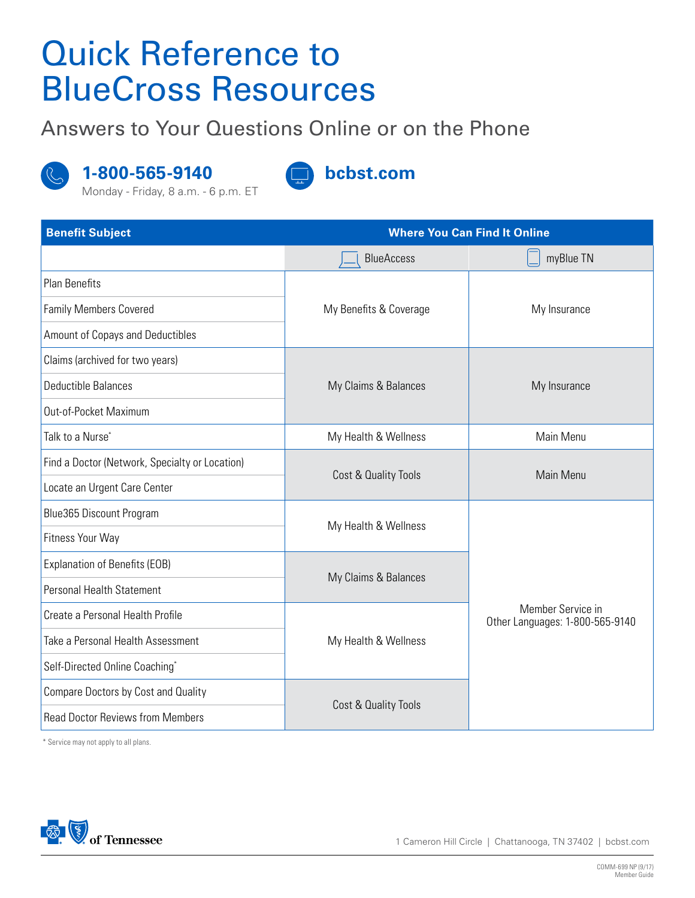# Quick Reference to BlueCross Resources

## Answers to Your Questions Online or on the Phone

**1-800-565-9140**
Monday - Friday, 8 a.m. - 6 p.m. ET

**bcbst.com**

| Benefit Subject | Where You Can Find It Online | |
|---|---|---|
| | BlueAccess | myBlue TN |
| Plan Benefits | My Benefits & Coverage | My Insurance |
| Family Members Covered | | |
| Amount of Copays and Deductibles | | |
| Claims (archived for two years) | My Claims & Balances | My Insurance |
| Deductible Balances | | |
| Out-of-Pocket Maximum | | |
| Talk to a Nurse* | My Health & Wellness | Main Menu |
| Find a Doctor (Network, Specialty or Location) | Cost & Quality Tools | Main Menu |
| Locate an Urgent Care Center | | |
| Blue365 Discount Program | My Health & Wellness | Member Service in Other Languages: 1-800-565-9140 |
| Fitness Your Way | | |
| Explanation of Benefits (EOB) | My Claims & Balances | |
| Personal Health Statement | | |
| Create a Personal Health Profile | My Health & Wellness | |
| Take a Personal Health Assessment | | |
| Self-Directed Online Coaching* | | |
| Compare Doctors by Cost and Quality | Cost & Quality Tools | |
| Read Doctor Reviews from Members | | |

\* Service may not apply to all plans.

of Tennessee

1 Cameron Hill Circle | Chattanooga, TN 37402 | bcbst.com

COMM-699 NP (9/17)
Member Guide